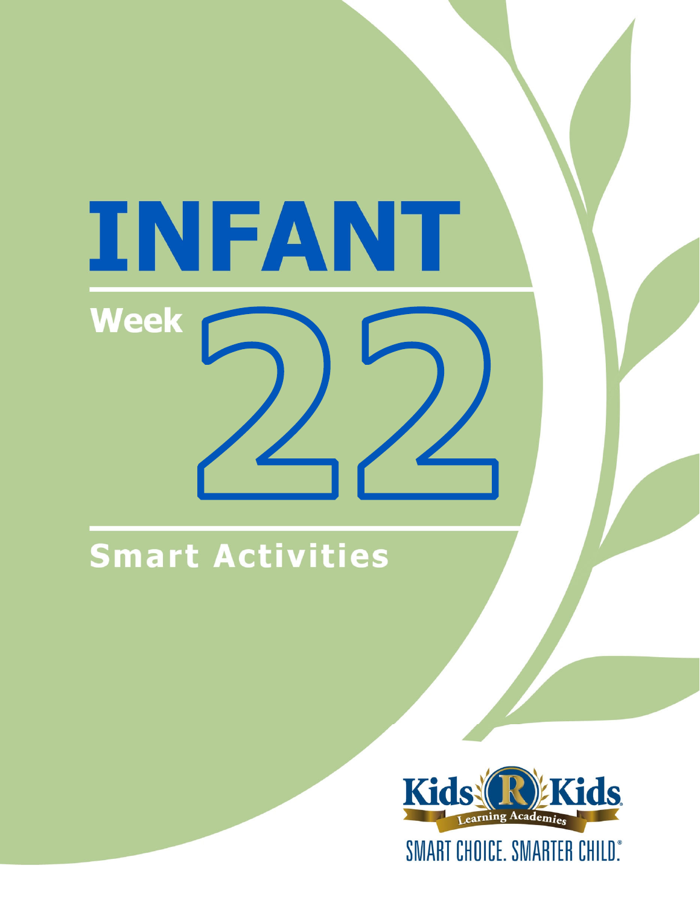# INFANT

## Week 22

## Smart Activities

Kids R Kids Learning Academies

SMART CHOICE. SMARTER CHILD.®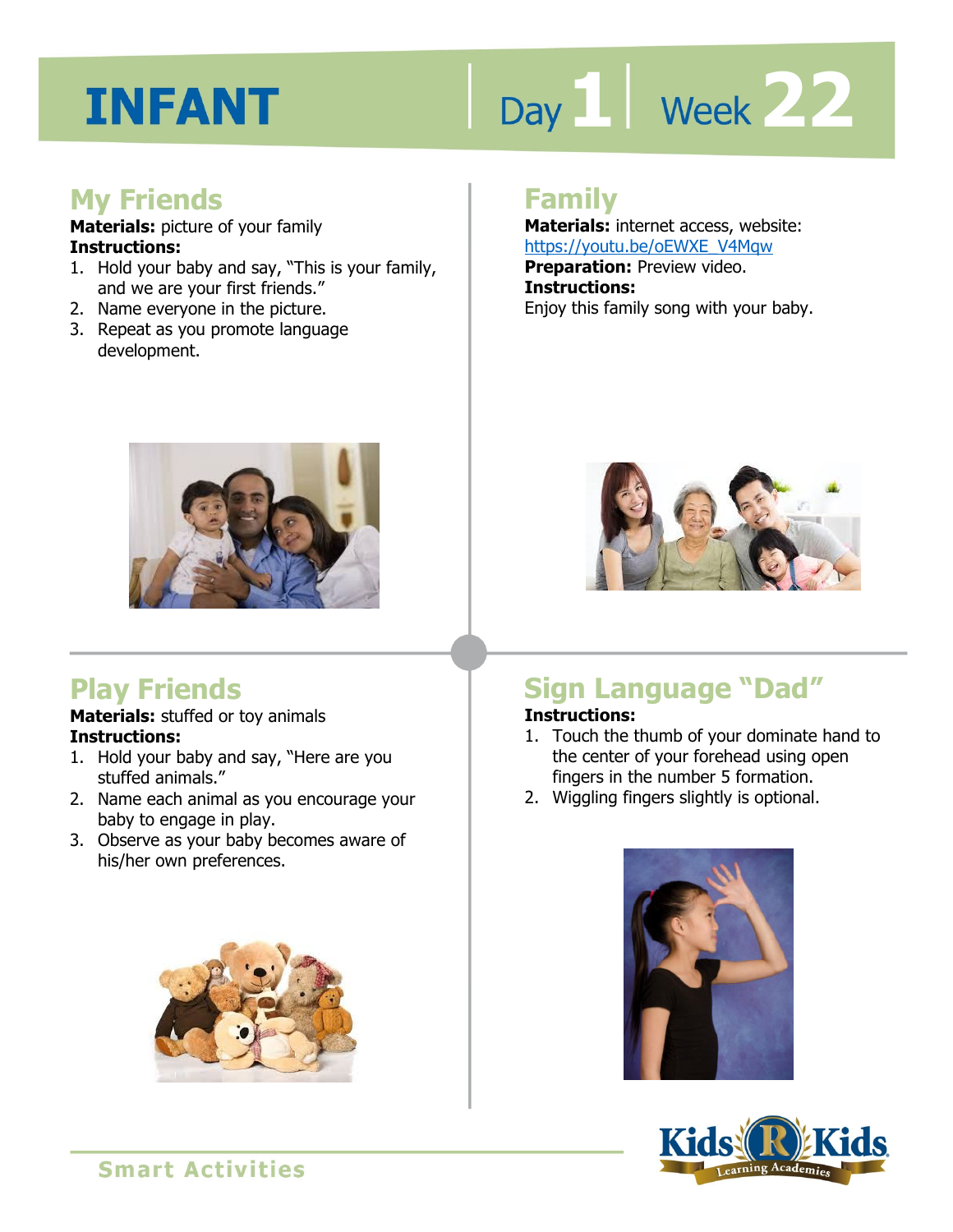# INFANT

Day 1 | Week 22

## My Friends

**Materials:** picture of your family

**Instructions:**

1. Hold your baby and say, "This is your family, and we are your first friends."
2. Name everyone in the picture.
3. Repeat as you promote language development.

## Family

**Materials:** internet access, website: https://youtu.be/oEWXE_V4Mqw

**Preparation:** Preview video.

**Instructions:**

Enjoy this family song with your baby.

## Play Friends

**Materials:** stuffed or toy animals

**Instructions:**

1. Hold your baby and say, "Here are you stuffed animals."
2. Name each animal as you encourage your baby to engage in play.
3. Observe as your baby becomes aware of his/her own preferences.

## Sign Language "Dad"

**Instructions:**

1. Touch the thumb of your dominate hand to the center of your forehead using open fingers in the number 5 formation.
2. Wiggling fingers slightly is optional.

Smart Activities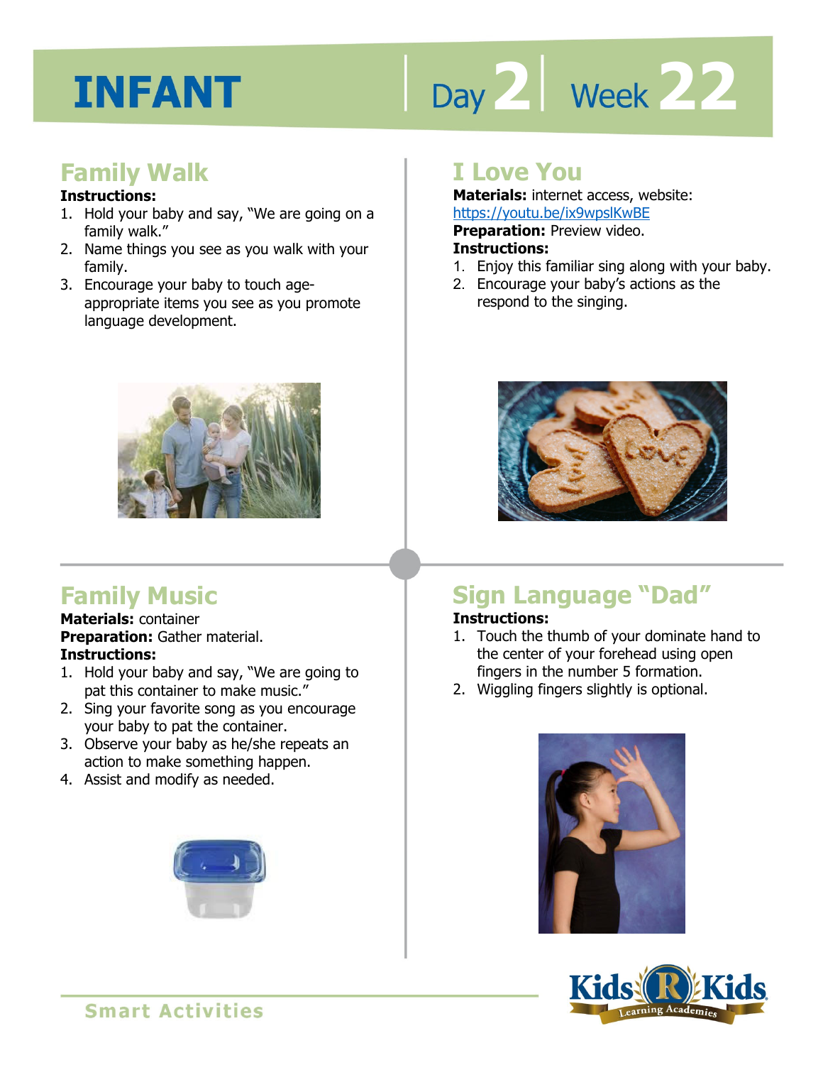# INFANT

Day 2 | Week 22

## Family Walk

**Instructions:**

1. Hold your baby and say, "We are going on a family walk."
2. Name things you see as you walk with your family.
3. Encourage your baby to touch age-appropriate items you see as you promote language development.

## I Love You

**Materials:** internet access, website: https://youtu.be/ix9wpslKwBE

**Preparation:** Preview video.

**Instructions:**

1. Enjoy this familiar sing along with your baby.
2. Encourage your baby's actions as the respond to the singing.

## Family Music

**Materials:** container

**Preparation:** Gather material.

**Instructions:**

1. Hold your baby and say, "We are going to pat this container to make music."
2. Sing your favorite song as you encourage your baby to pat the container.
3. Observe your baby as he/she repeats an action to make something happen.
4. Assist and modify as needed.

## Sign Language "Dad"

**Instructions:**

1. Touch the thumb of your dominate hand to the center of your forehead using open fingers in the number 5 formation.
2. Wiggling fingers slightly is optional.

Smart Activities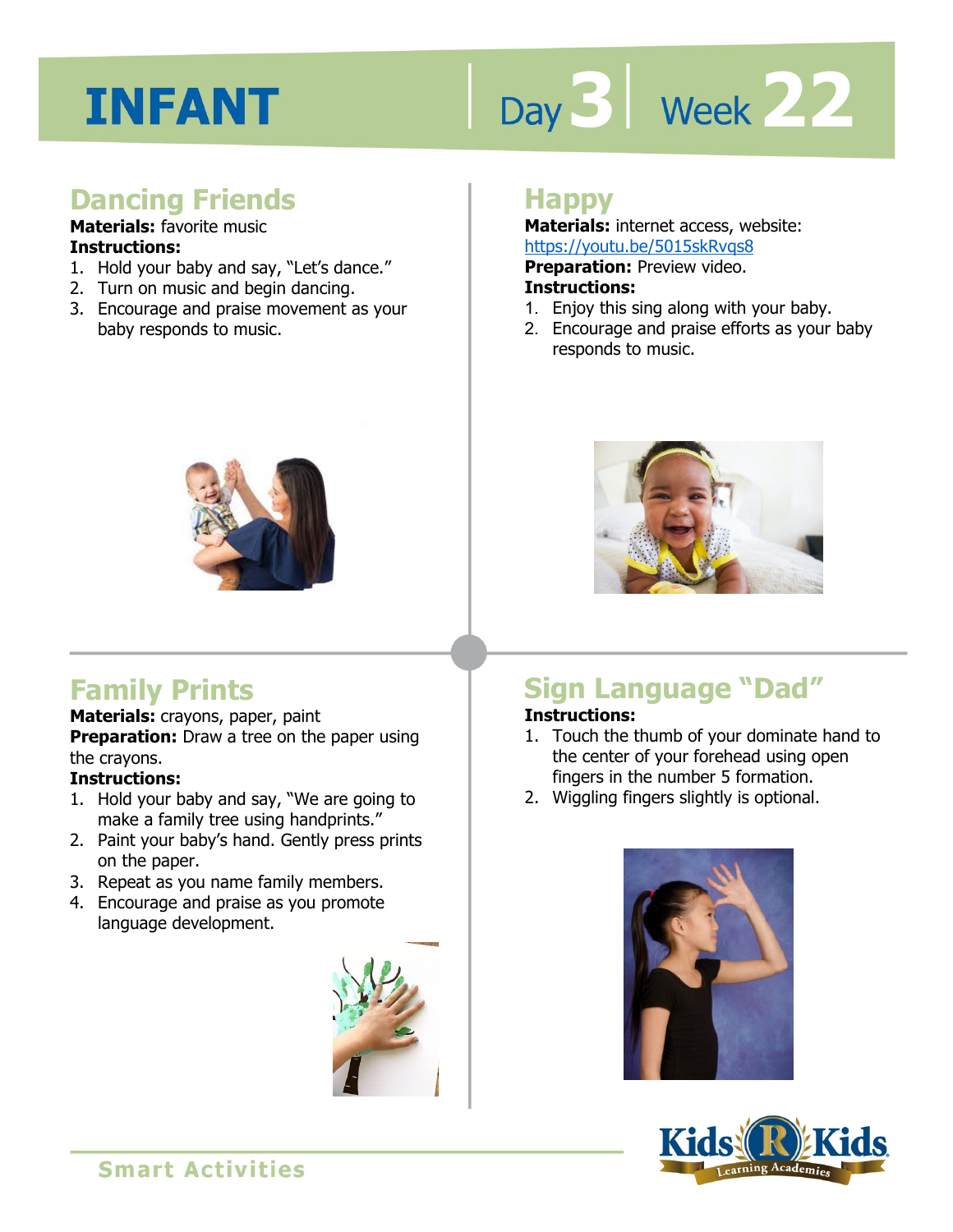# INFANT

Day 3 | Week 22

## Dancing Friends

**Materials:** favorite music

**Instructions:**

1. Hold your baby and say, "Let's dance."
2. Turn on music and begin dancing.
3. Encourage and praise movement as your baby responds to music.

## Happy

**Materials:** internet access, website: https://youtu.be/5015skRvqs8

**Preparation:** Preview video.

**Instructions:**

1. Enjoy this sing along with your baby.
2. Encourage and praise efforts as your baby responds to music.

## Family Prints

**Materials:** crayons, paper, paint

**Preparation:** Draw a tree on the paper using the crayons.

**Instructions:**

1. Hold your baby and say, "We are going to make a family tree using handprints."
2. Paint your baby's hand. Gently press prints on the paper.
3. Repeat as you name family members.
4. Encourage and praise as you promote language development.

## Sign Language "Dad"

**Instructions:**

1. Touch the thumb of your dominate hand to the center of your forehead using open fingers in the number 5 formation.
2. Wiggling fingers slightly is optional.

Smart Activities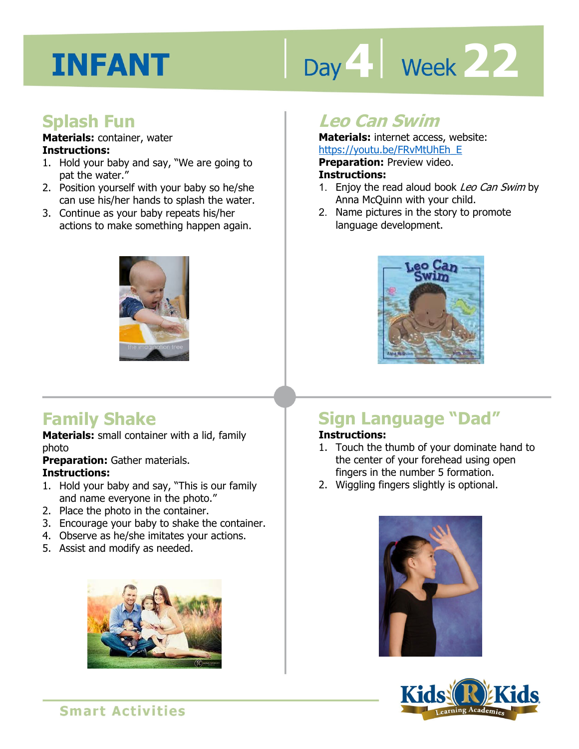# INFANT

Day 4 | Week 22

## Splash Fun

**Materials:** container, water

**Instructions:**

1. Hold your baby and say, "We are going to pat the water."
2. Position yourself with your baby so he/she can use his/her hands to splash the water.
3. Continue as your baby repeats his/her actions to make something happen again.

## *Leo Can Swim*

**Materials:** internet access, website: https://youtu.be/FRvMtUhEh_E

**Preparation:** Preview video.

**Instructions:**

1. Enjoy the read aloud book *Leo Can Swim* by Anna McQuinn with your child.
2. Name pictures in the story to promote language development.

## Family Shake

**Materials:** small container with a lid, family photo

**Preparation:** Gather materials.

**Instructions:**

1. Hold your baby and say, "This is our family and name everyone in the photo."
2. Place the photo in the container.
3. Encourage your baby to shake the container.
4. Observe as he/she imitates your actions.
5. Assist and modify as needed.

## Sign Language "Dad"

**Instructions:**

1. Touch the thumb of your dominate hand to the center of your forehead using open fingers in the number 5 formation.
2. Wiggling fingers slightly is optional.

Smart Activities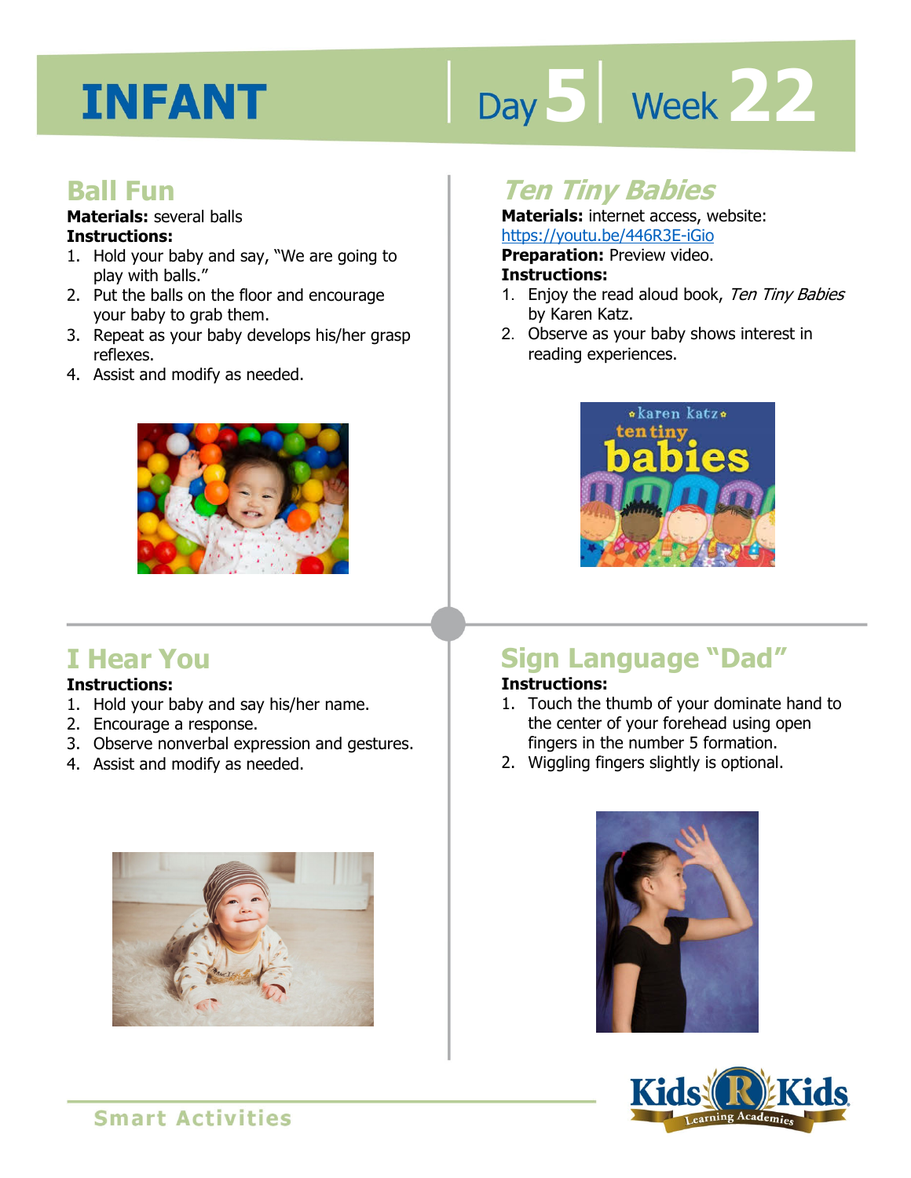# INFANT

Day 5 | Week 22

## Ball Fun

**Materials:** several balls

**Instructions:**

1. Hold your baby and say, "We are going to play with balls."
2. Put the balls on the floor and encourage your baby to grab them.
3. Repeat as your baby develops his/her grasp reflexes.
4. Assist and modify as needed.

## *Ten Tiny Babies*

**Materials:** internet access, website: https://youtu.be/446R3E-iGio

**Preparation:** Preview video.

**Instructions:**

1. Enjoy the read aloud book, *Ten Tiny Babies* by Karen Katz.
2. Observe as your baby shows interest in reading experiences.

## I Hear You

**Instructions:**

1. Hold your baby and say his/her name.
2. Encourage a response.
3. Observe nonverbal expression and gestures.
4. Assist and modify as needed.

## Sign Language "Dad"

**Instructions:**

1. Touch the thumb of your dominate hand to the center of your forehead using open fingers in the number 5 formation.
2. Wiggling fingers slightly is optional.

Smart Activities